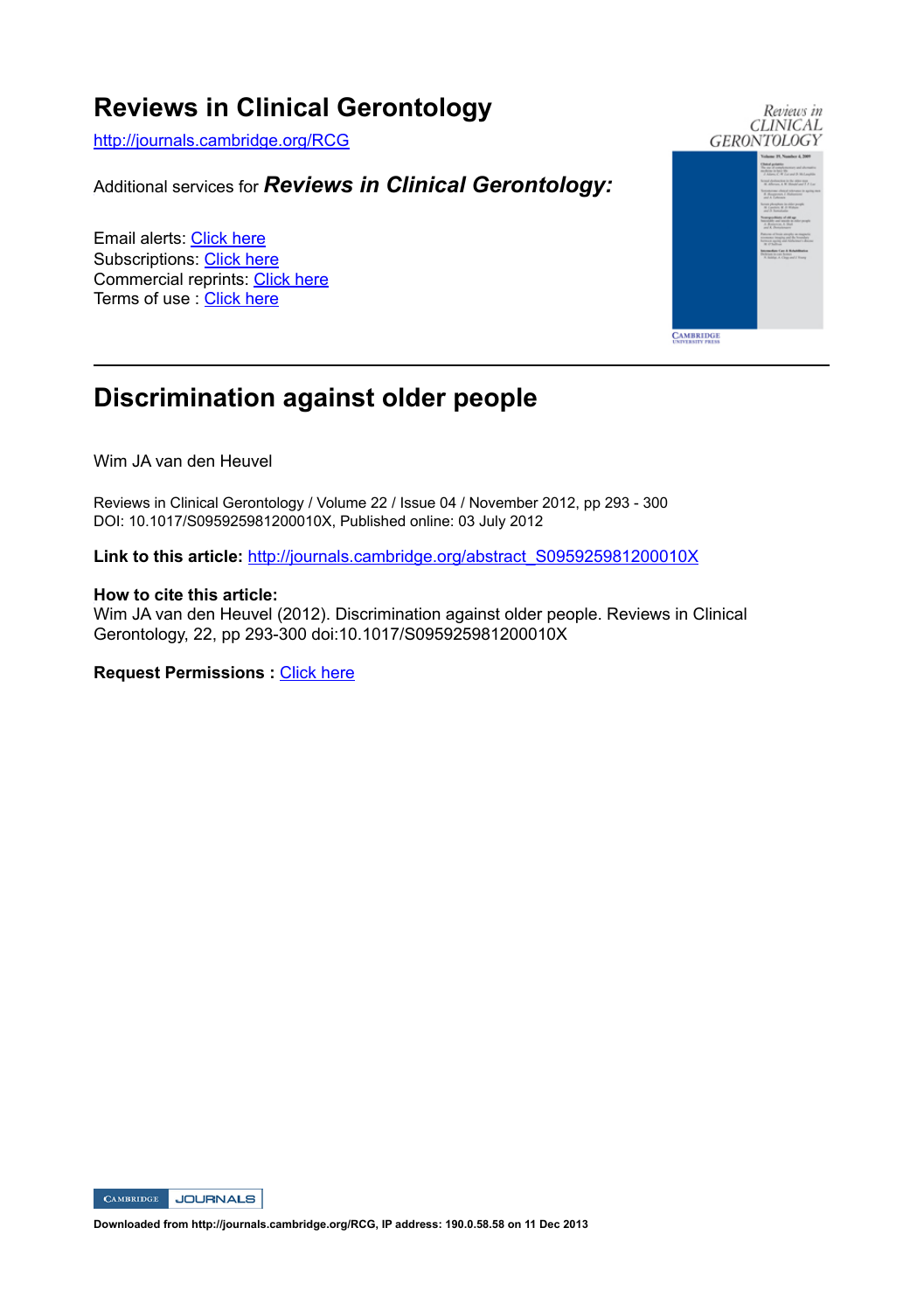# Reviews in Clinical Gerontology

http://journals.cambridge.org/RCG

Additional services for ***Reviews in Clinical Gerontology:***

Email alerts: Click here
Subscriptions: Click here
Commercial reprints: Click here
Terms of use : Click here

---

## Discrimination against older people

Wim JA van den Heuvel

Reviews in Clinical Gerontology / Volume 22 / Issue 04 / November 2012, pp 293 - 300
DOI: 10.1017/S095925981200010X, Published online: 03 July 2012

**Link to this article:** http://journals.cambridge.org/abstract_S095925981200010X

**How to cite this article:**
Wim JA van den Heuvel (2012). Discrimination against older people. Reviews in Clinical Gerontology, 22, pp 293-300 doi:10.1017/S095925981200010X

**Request Permissions :** Click here

**Downloaded from http://journals.cambridge.org/RCG, IP address: 190.0.58.58 on 11 Dec 2013**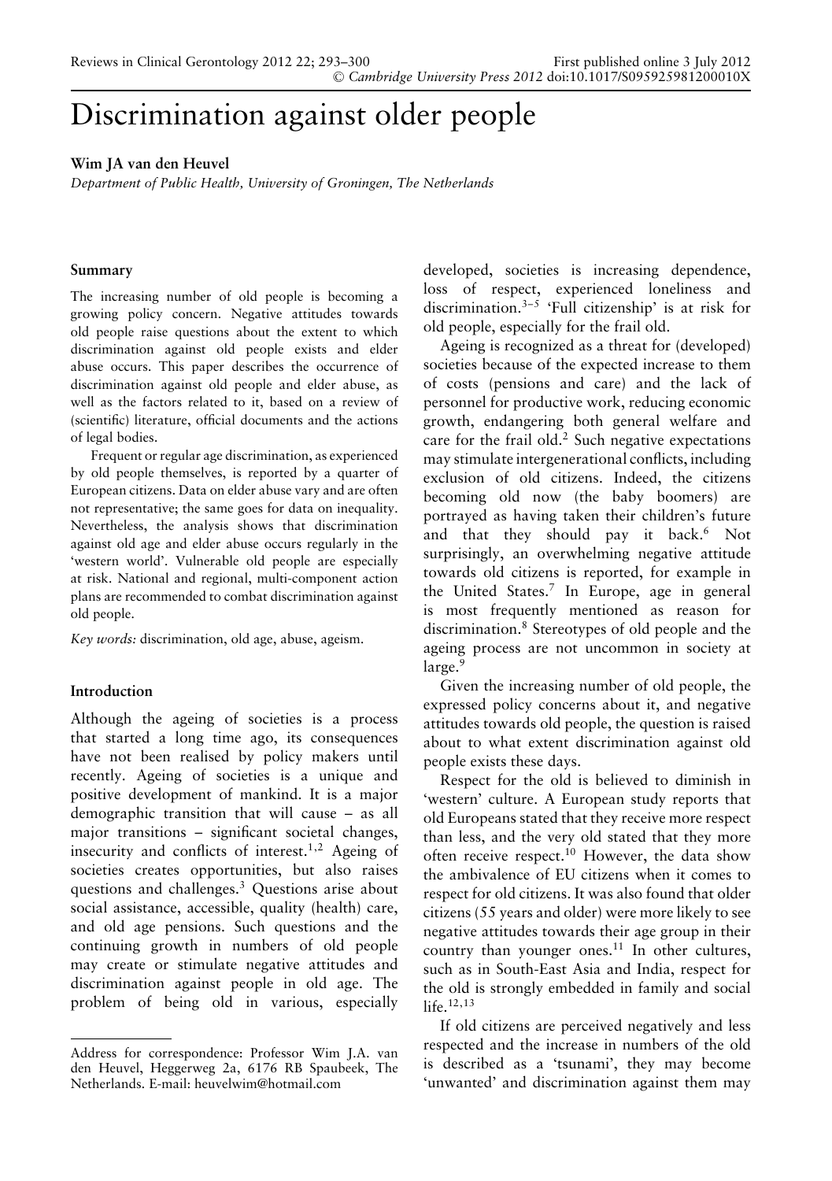# Discrimination against older people

**Wim JA van den Heuvel**

*Department of Public Health, University of Groningen, The Netherlands*

### Summary

The increasing number of old people is becoming a growing policy concern. Negative attitudes towards old people raise questions about the extent to which discrimination against old people exists and elder abuse occurs. This paper describes the occurrence of discrimination against old people and elder abuse, as well as the factors related to it, based on a review of (scientific) literature, official documents and the actions of legal bodies.

Frequent or regular age discrimination, as experienced by old people themselves, is reported by a quarter of European citizens. Data on elder abuse vary and are often not representative; the same goes for data on inequality. Nevertheless, the analysis shows that discrimination against old age and elder abuse occurs regularly in the 'western world'. Vulnerable old people are especially at risk. National and regional, multi-component action plans are recommended to combat discrimination against old people.

*Key words:* discrimination, old age, abuse, ageism.

### Introduction

Although the ageing of societies is a process that started a long time ago, its consequences have not been realised by policy makers until recently. Ageing of societies is a unique and positive development of mankind. It is a major demographic transition that will cause – as all major transitions – significant societal changes, insecurity and conflicts of interest.[1,2] Ageing of societies creates opportunities, but also raises questions and challenges.[3] Questions arise about social assistance, accessible, quality (health) care, and old age pensions. Such questions and the continuing growth in numbers of old people may create or stimulate negative attitudes and discrimination against people in old age. The problem of being old in various, especially developed, societies is increasing dependence, loss of respect, experienced loneliness and discrimination.[3–5] 'Full citizenship' is at risk for old people, especially for the frail old.

Ageing is recognized as a threat for (developed) societies because of the expected increase to them of costs (pensions and care) and the lack of personnel for productive work, reducing economic growth, endangering both general welfare and care for the frail old.[2] Such negative expectations may stimulate intergenerational conflicts, including exclusion of old citizens. Indeed, the citizens becoming old now (the baby boomers) are portrayed as having taken their children's future and that they should pay it back.[6] Not surprisingly, an overwhelming negative attitude towards old citizens is reported, for example in the United States.[7] In Europe, age in general is most frequently mentioned as reason for discrimination.[8] Stereotypes of old people and the ageing process are not uncommon in society at large.[9]

Given the increasing number of old people, the expressed policy concerns about it, and negative attitudes towards old people, the question is raised about to what extent discrimination against old people exists these days.

Respect for the old is believed to diminish in 'western' culture. A European study reports that old Europeans stated that they receive more respect than less, and the very old stated that they more often receive respect.[10] However, the data show the ambivalence of EU citizens when it comes to respect for old citizens. It was also found that older citizens (55 years and older) were more likely to see negative attitudes towards their age group in their country than younger ones.[11] In other cultures, such as in South-East Asia and India, respect for the old is strongly embedded in family and social life.[12,13]

If old citizens are perceived negatively and less respected and the increase in numbers of the old is described as a 'tsunami', they may become 'unwanted' and discrimination against them may

Address for correspondence: Professor Wim J.A. van den Heuvel, Heggerweg 2a, 6176 RB Spaubeek, The Netherlands. E-mail: heuvelwim@hotmail.com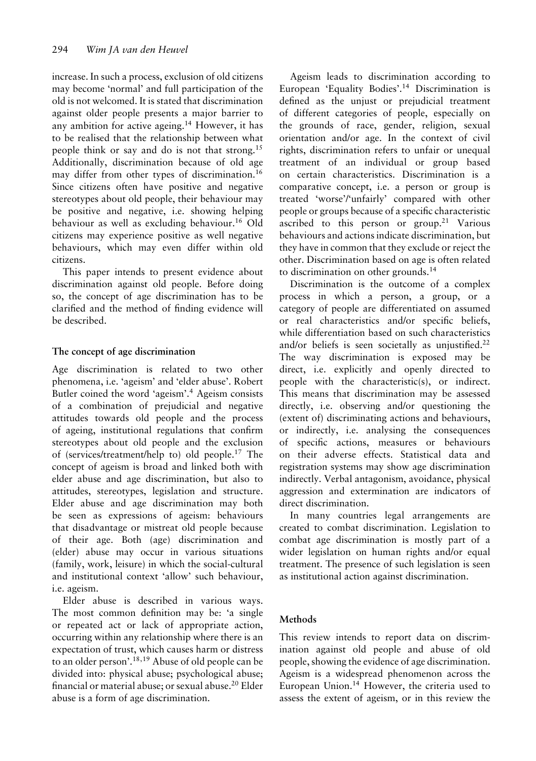increase. In such a process, exclusion of old citizens may become 'normal' and full participation of the old is not welcomed. It is stated that discrimination against older people presents a major barrier to any ambition for active ageing.[14] However, it has to be realised that the relationship between what people think or say and do is not that strong.[15] Additionally, discrimination because of old age may differ from other types of discrimination.[16] Since citizens often have positive and negative stereotypes about old people, their behaviour may be positive and negative, i.e. showing helping behaviour as well as excluding behaviour.[16] Old citizens may experience positive as well negative behaviours, which may even differ within old citizens.

This paper intends to present evidence about discrimination against old people. Before doing so, the concept of age discrimination has to be clarified and the method of finding evidence will be described.

## The concept of age discrimination

Age discrimination is related to two other phenomena, i.e. 'ageism' and 'elder abuse'. Robert Butler coined the word 'ageism'.[4] Ageism consists of a combination of prejudicial and negative attitudes towards old people and the process of ageing, institutional regulations that confirm stereotypes about old people and the exclusion of (services/treatment/help to) old people.[17] The concept of ageism is broad and linked both with elder abuse and age discrimination, but also to attitudes, stereotypes, legislation and structure. Elder abuse and age discrimination may both be seen as expressions of ageism: behaviours that disadvantage or mistreat old people because of their age. Both (age) discrimination and (elder) abuse may occur in various situations (family, work, leisure) in which the social-cultural and institutional context 'allow' such behaviour, i.e. ageism.

Elder abuse is described in various ways. The most common definition may be: 'a single or repeated act or lack of appropriate action, occurring within any relationship where there is an expectation of trust, which causes harm or distress to an older person'.[18,19] Abuse of old people can be divided into: physical abuse; psychological abuse; financial or material abuse; or sexual abuse.[20] Elder abuse is a form of age discrimination.

Ageism leads to discrimination according to European 'Equality Bodies'.[14] Discrimination is defined as the unjust or prejudicial treatment of different categories of people, especially on the grounds of race, gender, religion, sexual orientation and/or age. In the context of civil rights, discrimination refers to unfair or unequal treatment of an individual or group based on certain characteristics. Discrimination is a comparative concept, i.e. a person or group is treated 'worse'/'unfairly' compared with other people or groups because of a specific characteristic ascribed to this person or group.[21] Various behaviours and actions indicate discrimination, but they have in common that they exclude or reject the other. Discrimination based on age is often related to discrimination on other grounds.[14]

Discrimination is the outcome of a complex process in which a person, a group, or a category of people are differentiated on assumed or real characteristics and/or specific beliefs, while differentiation based on such characteristics and/or beliefs is seen societally as unjustified.[22] The way discrimination is exposed may be direct, i.e. explicitly and openly directed to people with the characteristic(s), or indirect. This means that discrimination may be assessed directly, i.e. observing and/or questioning the (extent of) discriminating actions and behaviours, or indirectly, i.e. analysing the consequences of specific actions, measures or behaviours on their adverse effects. Statistical data and registration systems may show age discrimination indirectly. Verbal antagonism, avoidance, physical aggression and extermination are indicators of direct discrimination.

In many countries legal arrangements are created to combat discrimination. Legislation to combat age discrimination is mostly part of a wider legislation on human rights and/or equal treatment. The presence of such legislation is seen as institutional action against discrimination.

## Methods

This review intends to report data on discrimination against old people and abuse of old people, showing the evidence of age discrimination. Ageism is a widespread phenomenon across the European Union.[14] However, the criteria used to assess the extent of ageism, or in this review the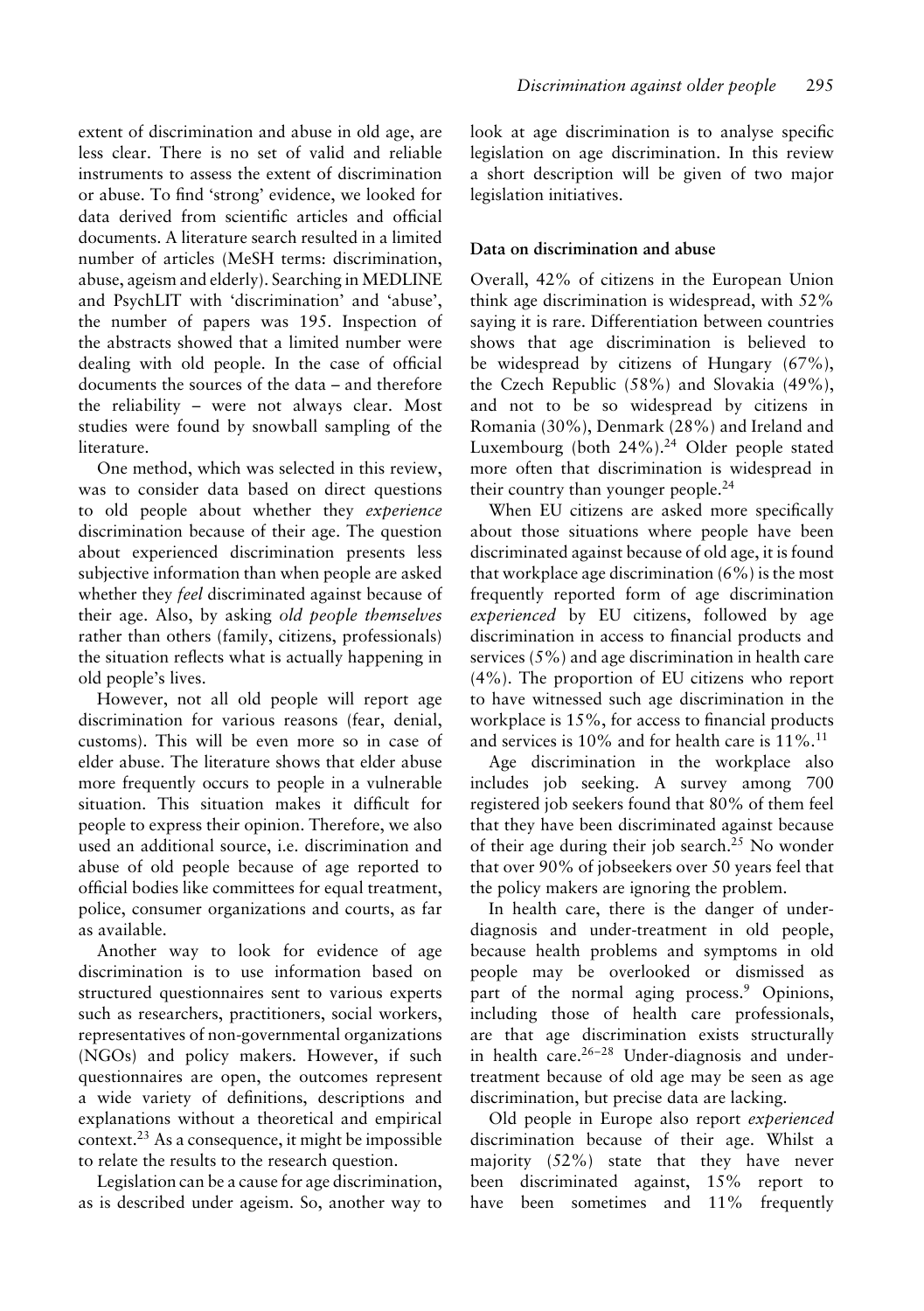extent of discrimination and abuse in old age, are less clear. There is no set of valid and reliable instruments to assess the extent of discrimination or abuse. To find 'strong' evidence, we looked for data derived from scientific articles and official documents. A literature search resulted in a limited number of articles (MeSH terms: discrimination, abuse, ageism and elderly). Searching in MEDLINE and PsychLIT with 'discrimination' and 'abuse', the number of papers was 195. Inspection of the abstracts showed that a limited number were dealing with old people. In the case of official documents the sources of the data – and therefore the reliability – were not always clear. Most studies were found by snowball sampling of the literature.

One method, which was selected in this review, was to consider data based on direct questions to old people about whether they *experience* discrimination because of their age. The question about experienced discrimination presents less subjective information than when people are asked whether they *feel* discriminated against because of their age. Also, by asking *old people themselves* rather than others (family, citizens, professionals) the situation reflects what is actually happening in old people's lives.

However, not all old people will report age discrimination for various reasons (fear, denial, customs). This will be even more so in case of elder abuse. The literature shows that elder abuse more frequently occurs to people in a vulnerable situation. This situation makes it difficult for people to express their opinion. Therefore, we also used an additional source, i.e. discrimination and abuse of old people because of age reported to official bodies like committees for equal treatment, police, consumer organizations and courts, as far as available.

Another way to look for evidence of age discrimination is to use information based on structured questionnaires sent to various experts such as researchers, practitioners, social workers, representatives of non-governmental organizations (NGOs) and policy makers. However, if such questionnaires are open, the outcomes represent a wide variety of definitions, descriptions and explanations without a theoretical and empirical context.[23] As a consequence, it might be impossible to relate the results to the research question.

Legislation can be a cause for age discrimination, as is described under ageism. So, another way to look at age discrimination is to analyse specific legislation on age discrimination. In this review a short description will be given of two major legislation initiatives.

### Data on discrimination and abuse

Overall, 42% of citizens in the European Union think age discrimination is widespread, with 52% saying it is rare. Differentiation between countries shows that age discrimination is believed to be widespread by citizens of Hungary (67%), the Czech Republic (58%) and Slovakia (49%), and not to be so widespread by citizens in Romania (30%), Denmark (28%) and Ireland and Luxembourg (both 24%).[24] Older people stated more often that discrimination is widespread in their country than younger people.[24]

When EU citizens are asked more specifically about those situations where people have been discriminated against because of old age, it is found that workplace age discrimination (6%) is the most frequently reported form of age discrimination *experienced* by EU citizens, followed by age discrimination in access to financial products and services (5%) and age discrimination in health care (4%). The proportion of EU citizens who report to have witnessed such age discrimination in the workplace is 15%, for access to financial products and services is 10% and for health care is 11%.[11]

Age discrimination in the workplace also includes job seeking. A survey among 700 registered job seekers found that 80% of them feel that they have been discriminated against because of their age during their job search.[25] No wonder that over 90% of jobseekers over 50 years feel that the policy makers are ignoring the problem.

In health care, there is the danger of under-diagnosis and under-treatment in old people, because health problems and symptoms in old people may be overlooked or dismissed as part of the normal aging process.[9] Opinions, including those of health care professionals, are that age discrimination exists structurally in health care.[26–28] Under-diagnosis and under-treatment because of old age may be seen as age discrimination, but precise data are lacking.

Old people in Europe also report *experienced* discrimination because of their age. Whilst a majority (52%) state that they have never been discriminated against, 15% report to have been sometimes and 11% frequently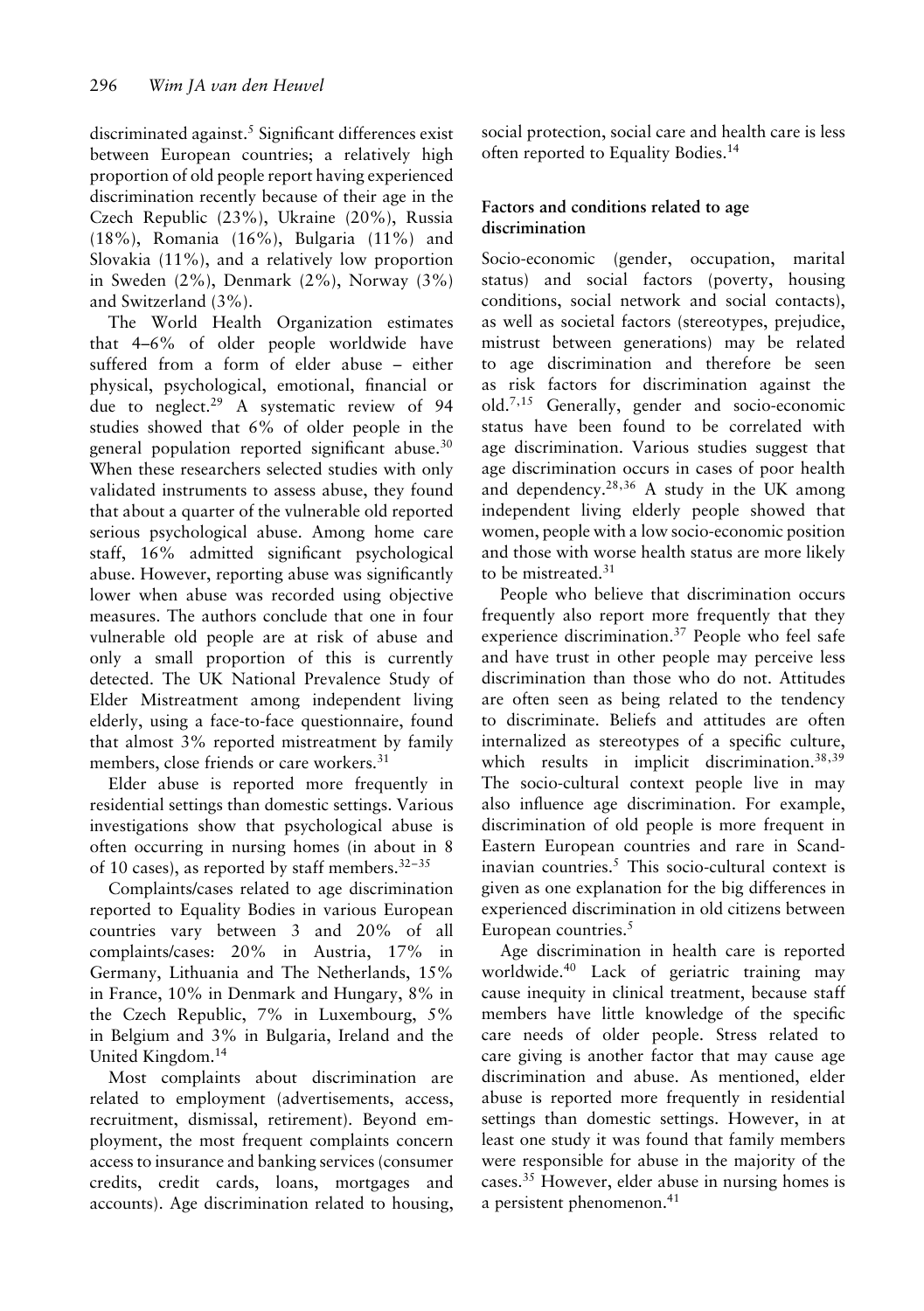discriminated against.[5] Significant differences exist between European countries; a relatively high proportion of old people report having experienced discrimination recently because of their age in the Czech Republic (23%), Ukraine (20%), Russia (18%), Romania (16%), Bulgaria (11%) and Slovakia (11%), and a relatively low proportion in Sweden (2%), Denmark (2%), Norway (3%) and Switzerland (3%).

The World Health Organization estimates that 4–6% of older people worldwide have suffered from a form of elder abuse – either physical, psychological, emotional, financial or due to neglect.[29] A systematic review of 94 studies showed that 6% of older people in the general population reported significant abuse.[30] When these researchers selected studies with only validated instruments to assess abuse, they found that about a quarter of the vulnerable old reported serious psychological abuse. Among home care staff, 16% admitted significant psychological abuse. However, reporting abuse was significantly lower when abuse was recorded using objective measures. The authors conclude that one in four vulnerable old people are at risk of abuse and only a small proportion of this is currently detected. The UK National Prevalence Study of Elder Mistreatment among independent living elderly, using a face-to-face questionnaire, found that almost 3% reported mistreatment by family members, close friends or care workers.[31]

Elder abuse is reported more frequently in residential settings than domestic settings. Various investigations show that psychological abuse is often occurring in nursing homes (in about in 8 of 10 cases), as reported by staff members.[32–35]

Complaints/cases related to age discrimination reported to Equality Bodies in various European countries vary between 3 and 20% of all complaints/cases: 20% in Austria, 17% in Germany, Lithuania and The Netherlands, 15% in France, 10% in Denmark and Hungary, 8% in the Czech Republic, 7% in Luxembourg, 5% in Belgium and 3% in Bulgaria, Ireland and the United Kingdom.[14]

Most complaints about discrimination are related to employment (advertisements, access, recruitment, dismissal, retirement). Beyond employment, the most frequent complaints concern access to insurance and banking services (consumer credits, credit cards, loans, mortgages and accounts). Age discrimination related to housing, social protection, social care and health care is less often reported to Equality Bodies.[14]

### Factors and conditions related to age discrimination

Socio-economic (gender, occupation, marital status) and social factors (poverty, housing conditions, social network and social contacts), as well as societal factors (stereotypes, prejudice, mistrust between generations) may be related to age discrimination and therefore be seen as risk factors for discrimination against the old.[7,15] Generally, gender and socio-economic status have been found to be correlated with age discrimination. Various studies suggest that age discrimination occurs in cases of poor health and dependency.[28,36] A study in the UK among independent living elderly people showed that women, people with a low socio-economic position and those with worse health status are more likely to be mistreated.[31]

People who believe that discrimination occurs frequently also report more frequently that they experience discrimination.[37] People who feel safe and have trust in other people may perceive less discrimination than those who do not. Attitudes are often seen as being related to the tendency to discriminate. Beliefs and attitudes are often internalized as stereotypes of a specific culture, which results in implicit discrimination.[38,39] The socio-cultural context people live in may also influence age discrimination. For example, discrimination of old people is more frequent in Eastern European countries and rare in Scandinavian countries.[5] This socio-cultural context is given as one explanation for the big differences in experienced discrimination in old citizens between European countries.[5]

Age discrimination in health care is reported worldwide.[40] Lack of geriatric training may cause inequity in clinical treatment, because staff members have little knowledge of the specific care needs of older people. Stress related to care giving is another factor that may cause age discrimination and abuse. As mentioned, elder abuse is reported more frequently in residential settings than domestic settings. However, in at least one study it was found that family members were responsible for abuse in the majority of the cases.[35] However, elder abuse in nursing homes is a persistent phenomenon.[41]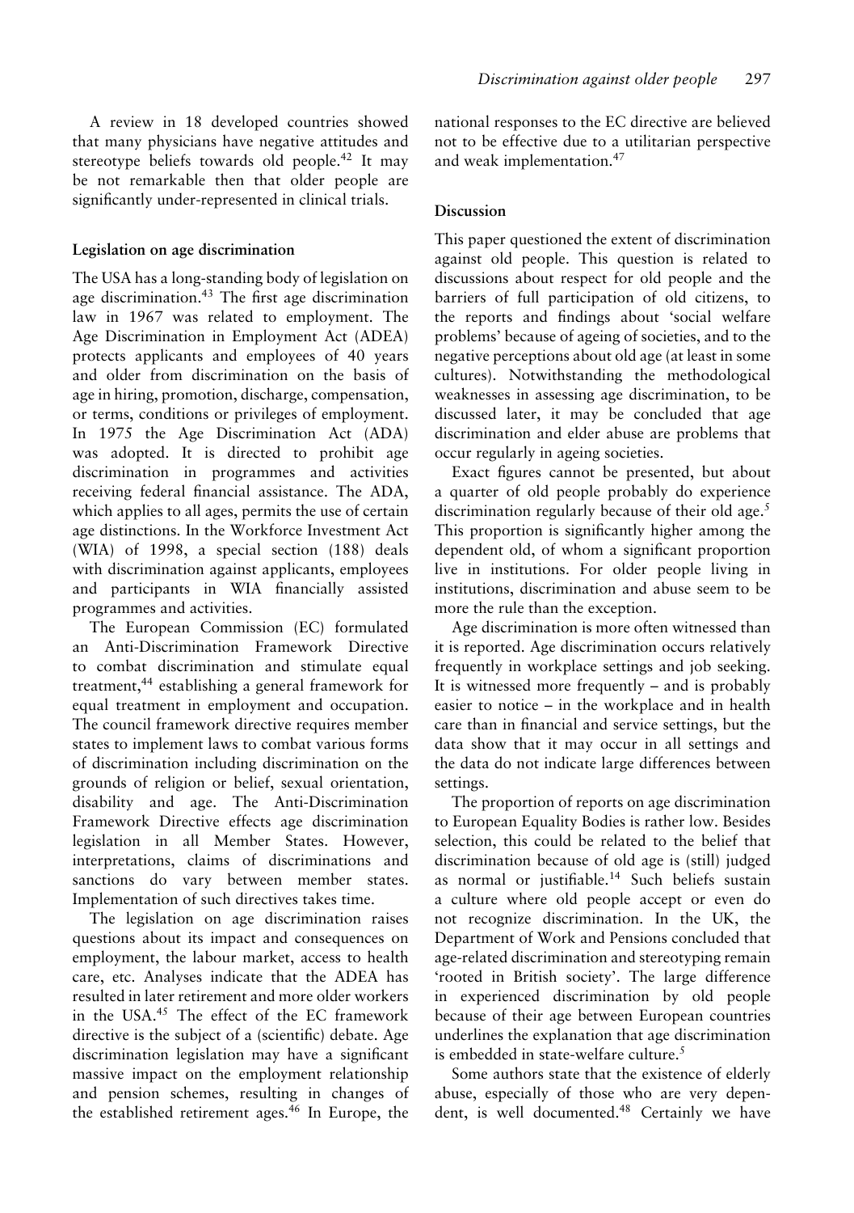A review in 18 developed countries showed that many physicians have negative attitudes and stereotype beliefs towards old people.[42] It may be not remarkable then that older people are significantly under-represented in clinical trials.

## Legislation on age discrimination

The USA has a long-standing body of legislation on age discrimination.[43] The first age discrimination law in 1967 was related to employment. The Age Discrimination in Employment Act (ADEA) protects applicants and employees of 40 years and older from discrimination on the basis of age in hiring, promotion, discharge, compensation, or terms, conditions or privileges of employment. In 1975 the Age Discrimination Act (ADA) was adopted. It is directed to prohibit age discrimination in programmes and activities receiving federal financial assistance. The ADA, which applies to all ages, permits the use of certain age distinctions. In the Workforce Investment Act (WIA) of 1998, a special section (188) deals with discrimination against applicants, employees and participants in WIA financially assisted programmes and activities.

The European Commission (EC) formulated an Anti-Discrimination Framework Directive to combat discrimination and stimulate equal treatment,[44] establishing a general framework for equal treatment in employment and occupation. The council framework directive requires member states to implement laws to combat various forms of discrimination including discrimination on the grounds of religion or belief, sexual orientation, disability and age. The Anti-Discrimination Framework Directive effects age discrimination legislation in all Member States. However, interpretations, claims of discriminations and sanctions do vary between member states. Implementation of such directives takes time.

The legislation on age discrimination raises questions about its impact and consequences on employment, the labour market, access to health care, etc. Analyses indicate that the ADEA has resulted in later retirement and more older workers in the USA.[45] The effect of the EC framework directive is the subject of a (scientific) debate. Age discrimination legislation may have a significant massive impact on the employment relationship and pension schemes, resulting in changes of the established retirement ages.[46] In Europe, the national responses to the EC directive are believed not to be effective due to a utilitarian perspective and weak implementation.[47]

## Discussion

This paper questioned the extent of discrimination against old people. This question is related to discussions about respect for old people and the barriers of full participation of old citizens, to the reports and findings about 'social welfare problems' because of ageing of societies, and to the negative perceptions about old age (at least in some cultures). Notwithstanding the methodological weaknesses in assessing age discrimination, to be discussed later, it may be concluded that age discrimination and elder abuse are problems that occur regularly in ageing societies.

Exact figures cannot be presented, but about a quarter of old people probably do experience discrimination regularly because of their old age.[5] This proportion is significantly higher among the dependent old, of whom a significant proportion live in institutions. For older people living in institutions, discrimination and abuse seem to be more the rule than the exception.

Age discrimination is more often witnessed than it is reported. Age discrimination occurs relatively frequently in workplace settings and job seeking. It is witnessed more frequently – and is probably easier to notice – in the workplace and in health care than in financial and service settings, but the data show that it may occur in all settings and the data do not indicate large differences between settings.

The proportion of reports on age discrimination to European Equality Bodies is rather low. Besides selection, this could be related to the belief that discrimination because of old age is (still) judged as normal or justifiable.[14] Such beliefs sustain a culture where old people accept or even do not recognize discrimination. In the UK, the Department of Work and Pensions concluded that age-related discrimination and stereotyping remain 'rooted in British society'. The large difference in experienced discrimination by old people because of their age between European countries underlines the explanation that age discrimination is embedded in state-welfare culture.[5]

Some authors state that the existence of elderly abuse, especially of those who are very dependent, is well documented.[48] Certainly we have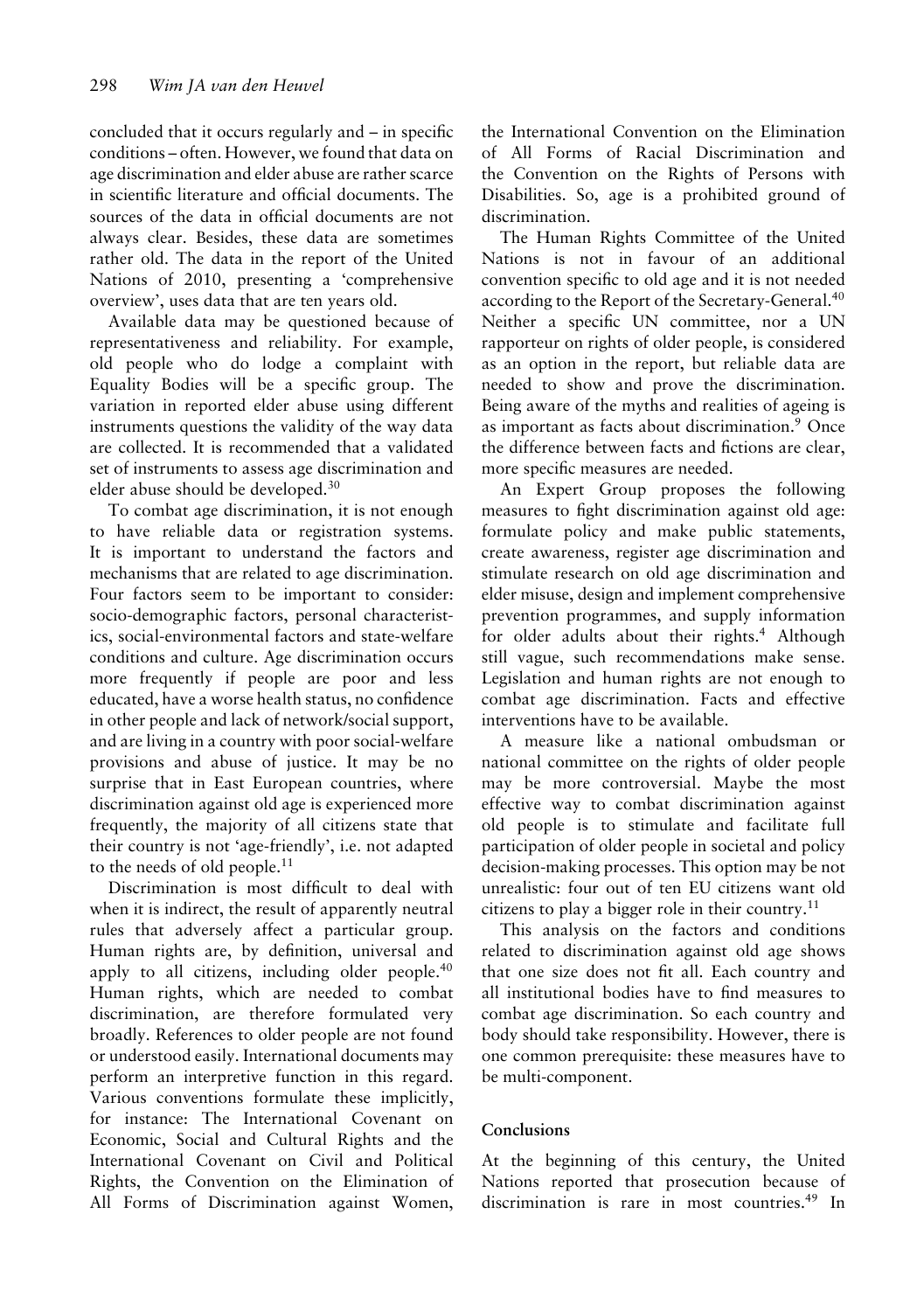concluded that it occurs regularly and – in specific conditions – often. However, we found that data on age discrimination and elder abuse are rather scarce in scientific literature and official documents. The sources of the data in official documents are not always clear. Besides, these data are sometimes rather old. The data in the report of the United Nations of 2010, presenting a 'comprehensive overview', uses data that are ten years old.

Available data may be questioned because of representativeness and reliability. For example, old people who do lodge a complaint with Equality Bodies will be a specific group. The variation in reported elder abuse using different instruments questions the validity of the way data are collected. It is recommended that a validated set of instruments to assess age discrimination and elder abuse should be developed.[30]

To combat age discrimination, it is not enough to have reliable data or registration systems. It is important to understand the factors and mechanisms that are related to age discrimination. Four factors seem to be important to consider: socio-demographic factors, personal characteristics, social-environmental factors and state-welfare conditions and culture. Age discrimination occurs more frequently if people are poor and less educated, have a worse health status, no confidence in other people and lack of network/social support, and are living in a country with poor social-welfare provisions and abuse of justice. It may be no surprise that in East European countries, where discrimination against old age is experienced more frequently, the majority of all citizens state that their country is not 'age-friendly', i.e. not adapted to the needs of old people.[11]

Discrimination is most difficult to deal with when it is indirect, the result of apparently neutral rules that adversely affect a particular group. Human rights are, by definition, universal and apply to all citizens, including older people.[40] Human rights, which are needed to combat discrimination, are therefore formulated very broadly. References to older people are not found or understood easily. International documents may perform an interpretive function in this regard. Various conventions formulate these implicitly, for instance: The International Covenant on Economic, Social and Cultural Rights and the International Covenant on Civil and Political Rights, the Convention on the Elimination of All Forms of Discrimination against Women, the International Convention on the Elimination of All Forms of Racial Discrimination and the Convention on the Rights of Persons with Disabilities. So, age is a prohibited ground of discrimination.

The Human Rights Committee of the United Nations is not in favour of an additional convention specific to old age and it is not needed according to the Report of the Secretary-General.[40] Neither a specific UN committee, nor a UN rapporteur on rights of older people, is considered as an option in the report, but reliable data are needed to show and prove the discrimination. Being aware of the myths and realities of ageing is as important as facts about discrimination.[9] Once the difference between facts and fictions are clear, more specific measures are needed.

An Expert Group proposes the following measures to fight discrimination against old age: formulate policy and make public statements, create awareness, register age discrimination and stimulate research on old age discrimination and elder misuse, design and implement comprehensive prevention programmes, and supply information for older adults about their rights.[4] Although still vague, such recommendations make sense. Legislation and human rights are not enough to combat age discrimination. Facts and effective interventions have to be available.

A measure like a national ombudsman or national committee on the rights of older people may be more controversial. Maybe the most effective way to combat discrimination against old people is to stimulate and facilitate full participation of older people in societal and policy decision-making processes. This option may be not unrealistic: four out of ten EU citizens want old citizens to play a bigger role in their country.[11]

This analysis on the factors and conditions related to discrimination against old age shows that one size does not fit all. Each country and all institutional bodies have to find measures to combat age discrimination. So each country and body should take responsibility. However, there is one common prerequisite: these measures have to be multi-component.

## Conclusions

At the beginning of this century, the United Nations reported that prosecution because of discrimination is rare in most countries.[49] In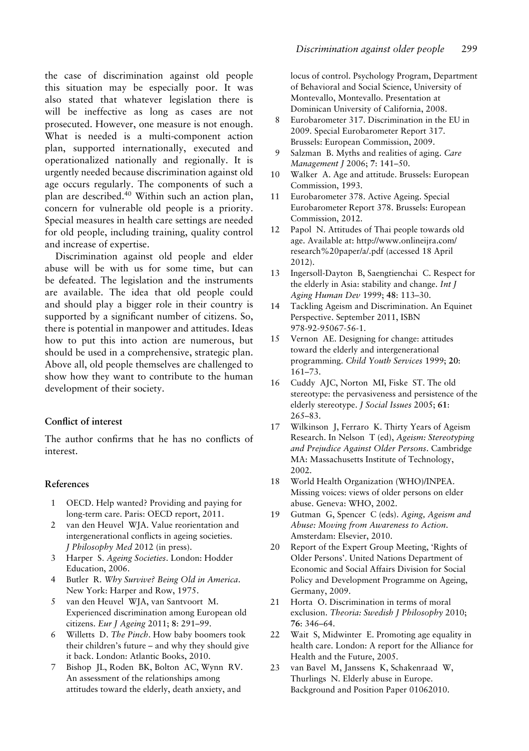the case of discrimination against old people this situation may be especially poor. It was also stated that whatever legislation there is will be ineffective as long as cases are not prosecuted. However, one measure is not enough. What is needed is a multi-component action plan, supported internationally, executed and operationalized nationally and regionally. It is urgently needed because discrimination against old age occurs regularly. The components of such a plan are described.[40] Within such an action plan, concern for vulnerable old people is a priority. Special measures in health care settings are needed for old people, including training, quality control and increase of expertise.

Discrimination against old people and elder abuse will be with us for some time, but can be defeated. The legislation and the instruments are available. The idea that old people could and should play a bigger role in their country is supported by a significant number of citizens. So, there is potential in manpower and attitudes. Ideas how to put this into action are numerous, but should be used in a comprehensive, strategic plan. Above all, old people themselves are challenged to show how they want to contribute to the human development of their society.

## Conflict of interest

The author confirms that he has no conflicts of interest.

## References

1. OECD. Help wanted? Providing and paying for long-term care. Paris: OECD report, 2011.
2. van den Heuvel WJA. Value reorientation and intergenerational conflicts in ageing societies. *J Philosophy Med* 2012 (in press).
3. Harper S. *Ageing Societies*. London: Hodder Education, 2006.
4. Butler R. *Why Survive? Being Old in America*. New York: Harper and Row, 1975.
5. van den Heuvel WJA, van Santvoort M. Experienced discrimination among European old citizens. *Eur J Ageing* 2011; **8**: 291–99.
6. Willetts D. *The Pinch*. How baby boomers took their children's future – and why they should give it back. London: Atlantic Books, 2010.
7. Bishop JL, Roden BK, Bolton AC, Wynn RV. An assessment of the relationships among attitudes toward the elderly, death anxiety, and locus of control. Psychology Program, Department of Behavioral and Social Science, University of Montevallo, Montevallo. Presentation at Dominican University of California, 2008.
8. Eurobarometer 317. Discrimination in the EU in 2009. Special Eurobarometer Report 317. Brussels: European Commission, 2009.
9. Salzman B. Myths and realities of aging. *Care Management J* 2006; **7**: 141–50.
10. Walker A. Age and attitude. Brussels: European Commission, 1993.
11. Eurobarometer 378. Active Ageing. Special Eurobarometer Report 378. Brussels: European Commission, 2012.
12. Papol N. Attitudes of Thai people towards old age. Available at: http://www.onlineijra.com/research%20paper/a/.pdf (accessed 18 April 2012).
13. Ingersoll-Dayton B, Saengtienchai C. Respect for the elderly in Asia: stability and change. *Int J Aging Human Dev* 1999; **48**: 113–30.
14. Tackling Ageism and Discrimination. An Equinet Perspective. September 2011, ISBN 978-92-95067-56-1.
15. Vernon AE. Designing for change: attitudes toward the elderly and intergenerational programming. *Child Youth Services* 1999; **20**: 161–73.
16. Cuddy AJC, Norton MI, Fiske ST. The old stereotype: the pervasiveness and persistence of the elderly stereotype. *J Social Issues* 2005; **61**: 265–83.
17. Wilkinson J, Ferraro K. Thirty Years of Ageism Research. In Nelson T (ed), *Ageism: Stereotyping and Prejudice Against Older Persons*. Cambridge MA: Massachusetts Institute of Technology, 2002.
18. World Health Organization (WHO)/INPEA. Missing voices: views of older persons on elder abuse. Geneva: WHO, 2002.
19. Gutman G, Spencer C (eds). *Aging, Ageism and Abuse: Moving from Awareness to Action*. Amsterdam: Elsevier, 2010.
20. Report of the Expert Group Meeting, 'Rights of Older Persons'. United Nations Department of Economic and Social Affairs Division for Social Policy and Development Programme on Ageing, Germany, 2009.
21. Horta O. Discrimination in terms of moral exclusion. *Theoria: Swedish J Philosophy* 2010; **76**: 346–64.
22. Wait S, Midwinter E. Promoting age equality in health care. London: A report for the Alliance for Health and the Future, 2005.
23. van Bavel M, Janssens K, Schakenraad W, Thurlings N. Elderly abuse in Europe. Background and Position Paper 01062010.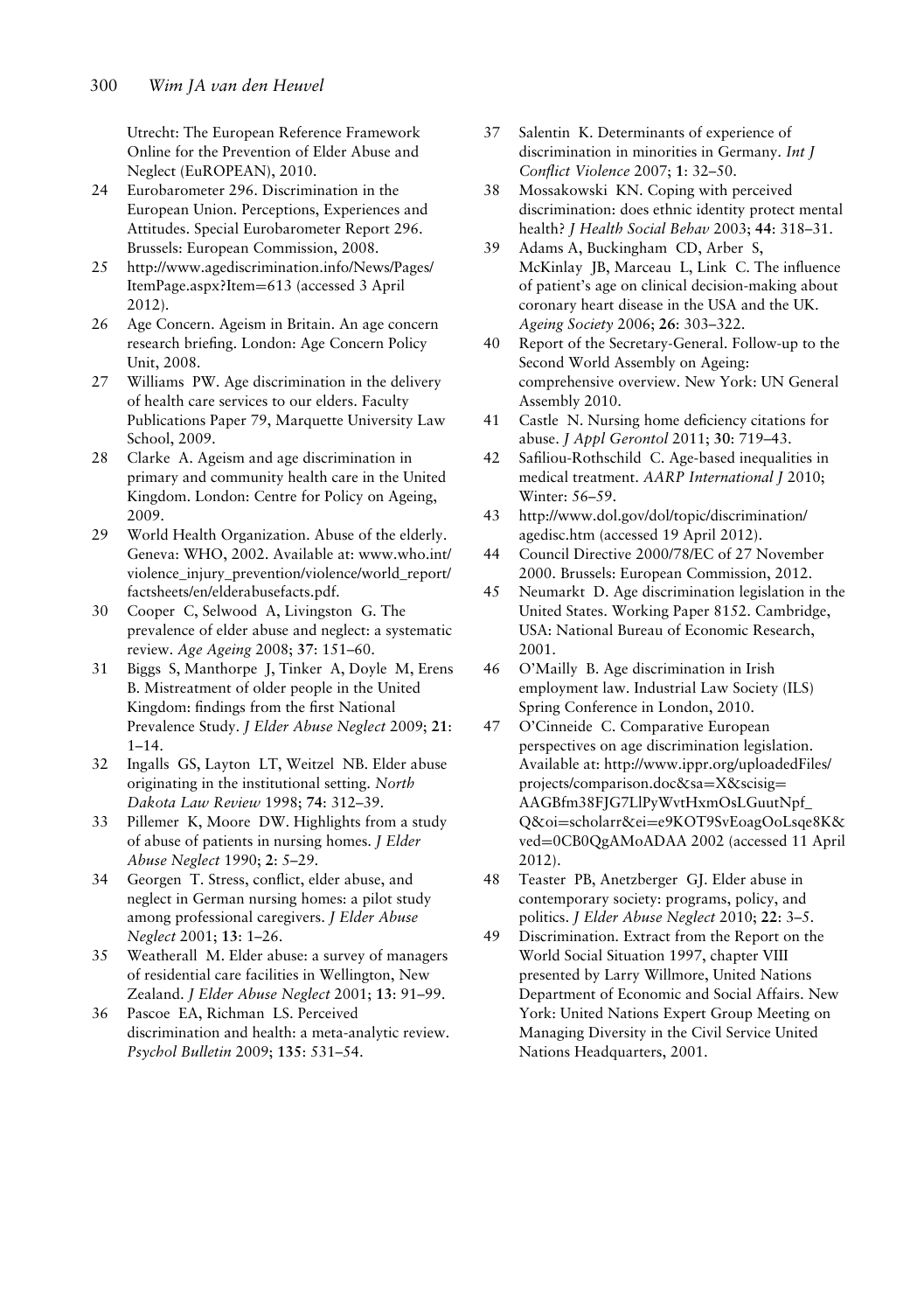Utrecht: The European Reference Framework Online for the Prevention of Elder Abuse and Neglect (EuROPEAN), 2010.

24 Eurobarometer 296. Discrimination in the European Union. Perceptions, Experiences and Attitudes. Special Eurobarometer Report 296. Brussels: European Commission, 2008.

25 http://www.agediscrimination.info/News/Pages/ItemPage.aspx?Item=613 (accessed 3 April 2012).

26 Age Concern. Ageism in Britain. An age concern research briefing. London: Age Concern Policy Unit, 2008.

27 Williams PW. Age discrimination in the delivery of health care services to our elders. Faculty Publications Paper 79, Marquette University Law School, 2009.

28 Clarke A. Ageism and age discrimination in primary and community health care in the United Kingdom. London: Centre for Policy on Ageing, 2009.

29 World Health Organization. Abuse of the elderly. Geneva: WHO, 2002. Available at: www.who.int/violence_injury_prevention/violence/world_report/factsheets/en/elderabusefacts.pdf.

30 Cooper C, Selwood A, Livingston G. The prevalence of elder abuse and neglect: a systematic review. *Age Ageing* 2008; **37**: 151–60.

31 Biggs S, Manthorpe J, Tinker A, Doyle M, Erens B. Mistreatment of older people in the United Kingdom: findings from the first National Prevalence Study. *J Elder Abuse Neglect* 2009; **21**: 1–14.

32 Ingalls GS, Layton LT, Weitzel NB. Elder abuse originating in the institutional setting. *North Dakota Law Review* 1998; **74**: 312–39.

33 Pillemer K, Moore DW. Highlights from a study of abuse of patients in nursing homes. *J Elder Abuse Neglect* 1990; **2**: 5–29.

34 Georgen T. Stress, conflict, elder abuse, and neglect in German nursing homes: a pilot study among professional caregivers. *J Elder Abuse Neglect* 2001; **13**: 1–26.

35 Weatherall M. Elder abuse: a survey of managers of residential care facilities in Wellington, New Zealand. *J Elder Abuse Neglect* 2001; **13**: 91–99.

36 Pascoe EA, Richman LS. Perceived discrimination and health: a meta-analytic review. *Psychol Bulletin* 2009; **135**: 531–54.

37 Salentin K. Determinants of experience of discrimination in minorities in Germany. *Int J Conflict Violence* 2007; **1**: 32–50.

38 Mossakowski KN. Coping with perceived discrimination: does ethnic identity protect mental health? *J Health Social Behav* 2003; **44**: 318–31.

39 Adams A, Buckingham CD, Arber S, McKinlay JB, Marceau L, Link C. The influence of patient's age on clinical decision-making about coronary heart disease in the USA and the UK. *Ageing Society* 2006; **26**: 303–322.

40 Report of the Secretary-General. Follow-up to the Second World Assembly on Ageing: comprehensive overview. New York: UN General Assembly 2010.

41 Castle N. Nursing home deficiency citations for abuse. *J Appl Gerontol* 2011; **30**: 719–43.

42 Safiliou-Rothschild C. Age-based inequalities in medical treatment. *AARP International J* 2010; Winter: 56–59.

43 http://www.dol.gov/dol/topic/discrimination/agedisc.htm (accessed 19 April 2012).

44 Council Directive 2000/78/EC of 27 November 2000. Brussels: European Commission, 2012.

45 Neumarkt D. Age discrimination legislation in the United States. Working Paper 8152. Cambridge, USA: National Bureau of Economic Research, 2001.

46 O'Mailly B. Age discrimination in Irish employment law. Industrial Law Society (ILS) Spring Conference in London, 2010.

47 O'Cinneide C. Comparative European perspectives on age discrimination legislation. Available at: http://www.ippr.org/uploadedFiles/projects/comparison.doc&sa=X&scisig=AAGBfm38FJG7LlPyWvtHxmOsLGuutNpf_Q&oi=scholarr&ei=e9KOT9SvEoagOoLsqe8K&ved=0CB0QgAMoADAA 2002 (accessed 11 April 2012).

48 Teaster PB, Anetzberger GJ. Elder abuse in contemporary society: programs, policy, and politics. *J Elder Abuse Neglect* 2010; **22**: 3–5.

49 Discrimination. Extract from the Report on the World Social Situation 1997, chapter VIII presented by Larry Willmore, United Nations Department of Economic and Social Affairs. New York: United Nations Expert Group Meeting on Managing Diversity in the Civil Service United Nations Headquarters, 2001.